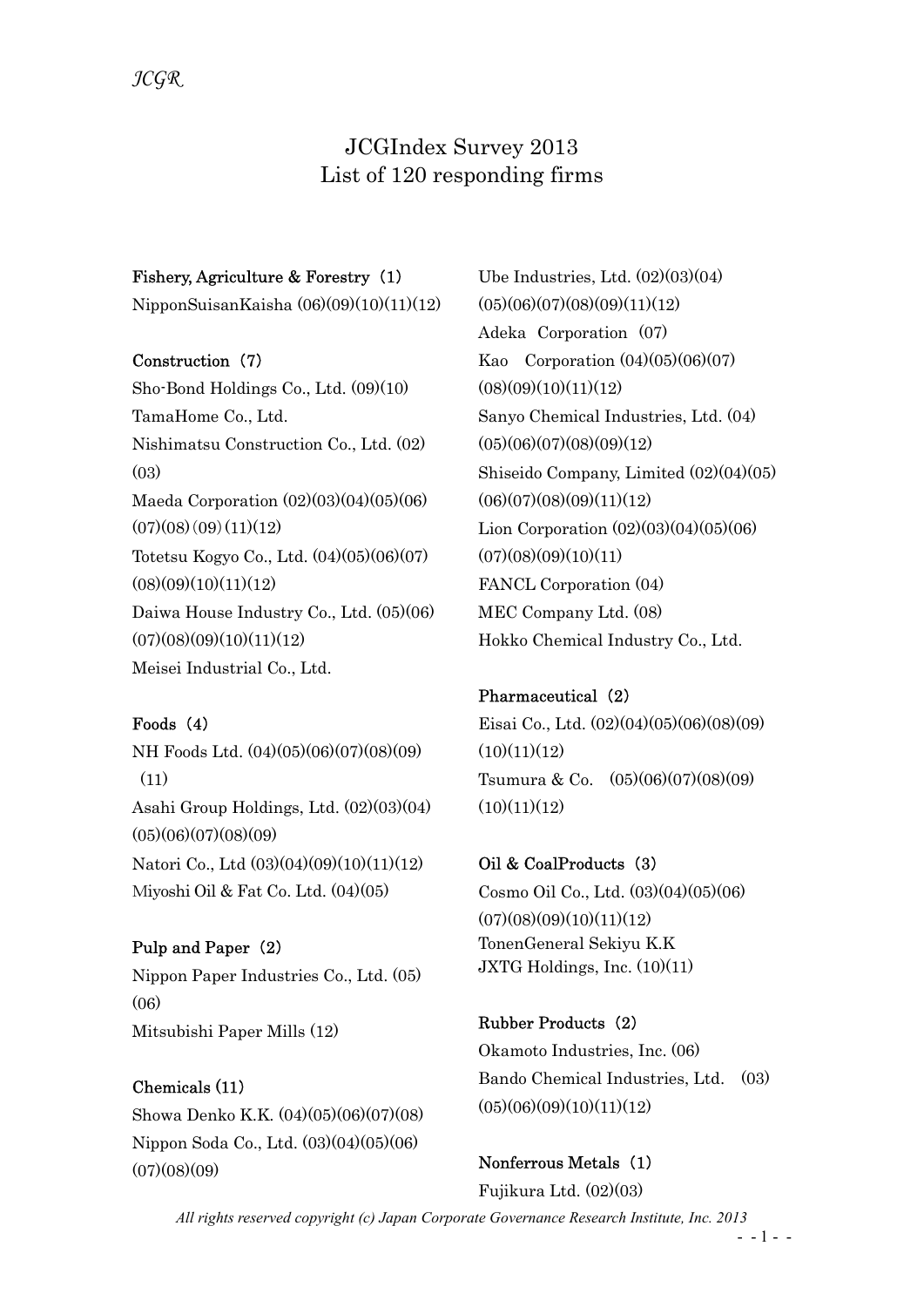# JCGIndex Survey 2013
## List of 120 responding firms

**Fishery, Agriculture & Forestry（1）**

NipponSuisanKaisha (06)(09)(10)(11)(12)

**Construction（7）**

Sho-Bond Holdings Co., Ltd. (09)(10)

TamaHome Co., Ltd.

Nishimatsu Construction Co., Ltd. (02)(03)

Maeda Corporation (02)(03)(04)(05)(06)(07)(08)(09)(11)(12)

Totetsu Kogyo Co., Ltd. (04)(05)(06)(07)(08)(09)(10)(11)(12)

Daiwa House Industry Co., Ltd. (05)(06)(07)(08)(09)(10)(11)(12)

Meisei Industrial Co., Ltd.

**Foods（4）**

NH Foods Ltd. (04)(05)(06)(07)(08)(09)(11)

Asahi Group Holdings, Ltd. (02)(03)(04)(05)(06)(07)(08)(09)

Natori Co., Ltd (03)(04)(09)(10)(11)(12)

Miyoshi Oil & Fat Co. Ltd. (04)(05)

**Pulp and Paper（2）**

Nippon Paper Industries Co., Ltd. (05)(06)

Mitsubishi Paper Mills (12)

**Chemicals (11)**

Showa Denko K.K. (04)(05)(06)(07)(08)

Nippon Soda Co., Ltd. (03)(04)(05)(06)(07)(08)(09)

Ube Industries, Ltd. (02)(03)(04)(05)(06)(07)(08)(09)(11)(12)

Adeka Corporation (07)

Kao Corporation (04)(05)(06)(07)(08)(09)(10)(11)(12)

Sanyo Chemical Industries, Ltd. (04)(05)(06)(07)(08)(09)(12)

Shiseido Company, Limited (02)(04)(05)(06)(07)(08)(09)(11)(12)

Lion Corporation (02)(03)(04)(05)(06)(07)(08)(09)(10)(11)

FANCL Corporation (04)

MEC Company Ltd. (08)

Hokko Chemical Industry Co., Ltd.

**Pharmaceutical（2）**

Eisai Co., Ltd. (02)(04)(05)(06)(08)(09)(10)(11)(12)

Tsumura & Co. (05)(06)(07)(08)(09)(10)(11)(12)

**Oil & CoalProducts（3）**

Cosmo Oil Co., Ltd. (03)(04)(05)(06)(07)(08)(09)(10)(11)(12)

TonenGeneral Sekiyu K.K

JXTG Holdings, Inc. (10)(11)

**Rubber Products（2）**

Okamoto Industries, Inc. (06)

Bando Chemical Industries, Ltd. (03)(05)(06)(09)(10)(11)(12)

**Nonferrous Metals（1）**

Fujikura Ltd. (02)(03)

*All rights reserved copyright (c) Japan Corporate Governance Research Institute, Inc. 2013*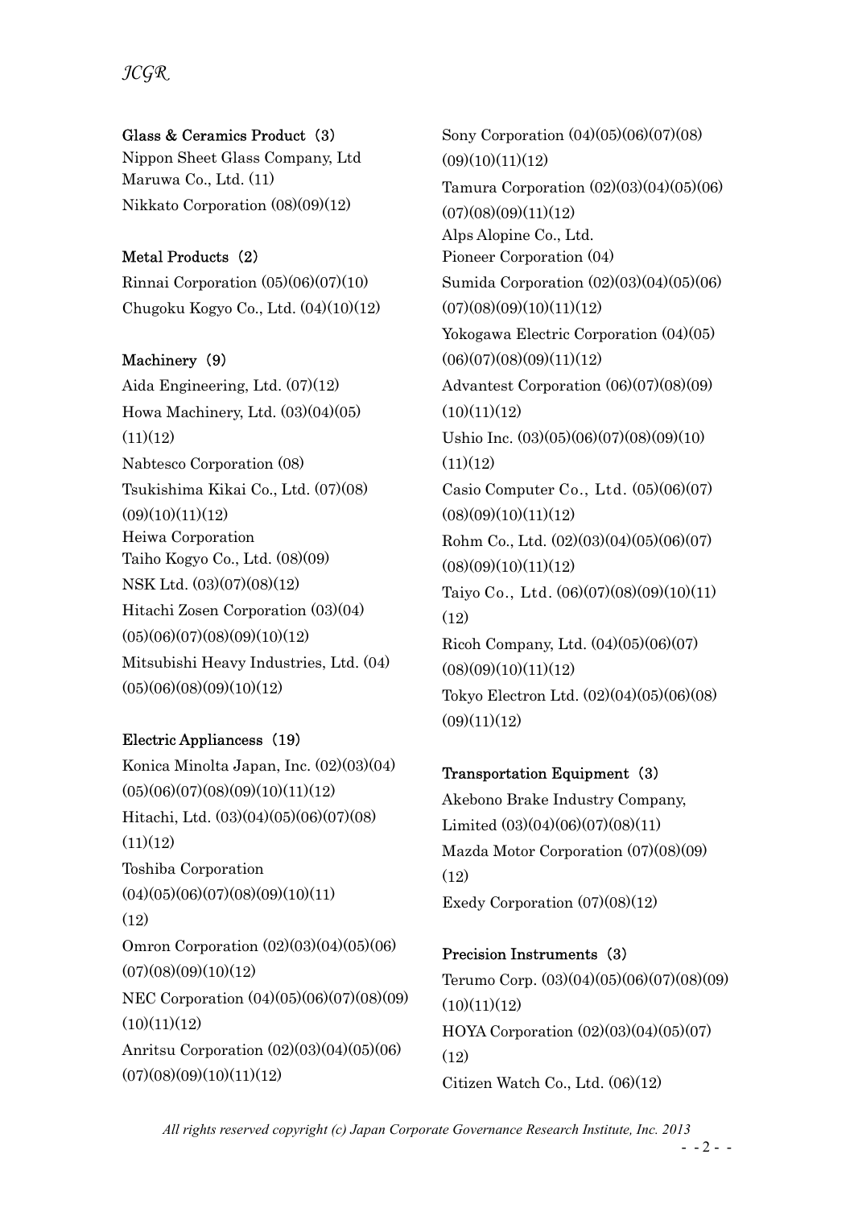**Glass & Ceramics Product（3）**

Nippon Sheet Glass Company, Ltd

Maruwa Co., Ltd. (11)

Nikkato Corporation (08)(09)(12)

**Metal Products（2）**

Rinnai Corporation (05)(06)(07)(10)

Chugoku Kogyo Co., Ltd. (04)(10)(12)

**Machinery（9）**

Aida Engineering, Ltd. (07)(12)

Howa Machinery, Ltd. (03)(04)(05)(11)(12)

Nabtesco Corporation (08)

Tsukishima Kikai Co., Ltd. (07)(08)(09)(10)(11)(12)

Heiwa Corporation

Taiho Kogyo Co., Ltd. (08)(09)

NSK Ltd. (03)(07)(08)(12)

Hitachi Zosen Corporation (03)(04)(05)(06)(07)(08)(09)(10)(12)

Mitsubishi Heavy Industries, Ltd. (04)(05)(06)(08)(09)(10)(12)

**Electric Appliancess（19）**

Konica Minolta Japan, Inc. (02)(03)(04)(05)(06)(07)(08)(09)(10)(11)(12)

Hitachi, Ltd. (03)(04)(05)(06)(07)(08)(11)(12)

Toshiba Corporation (04)(05)(06)(07)(08)(09)(10)(11)(12)

Omron Corporation (02)(03)(04)(05)(06)(07)(08)(09)(10)(12)

NEC Corporation (04)(05)(06)(07)(08)(09)(10)(11)(12)

Anritsu Corporation (02)(03)(04)(05)(06)(07)(08)(09)(10)(11)(12)

Sony Corporation (04)(05)(06)(07)(08)(09)(10)(11)(12)

Tamura Corporation (02)(03)(04)(05)(06)(07)(08)(09)(11)(12)

Alps Alopine Co., Ltd.

Pioneer Corporation (04)

Sumida Corporation (02)(03)(04)(05)(06)(07)(08)(09)(10)(11)(12)

Yokogawa Electric Corporation (04)(05)(06)(07)(08)(09)(11)(12)

Advantest Corporation (06)(07)(08)(09)(10)(11)(12)

Ushio Inc. (03)(05)(06)(07)(08)(09)(10)(11)(12)

Casio Computer Co., Ltd. (05)(06)(07)(08)(09)(10)(11)(12)

Rohm Co., Ltd. (02)(03)(04)(05)(06)(07)(08)(09)(10)(11)(12)

Taiyo Co., Ltd. (06)(07)(08)(09)(10)(11)(12)

Ricoh Company, Ltd. (04)(05)(06)(07)(08)(09)(10)(11)(12)

Tokyo Electron Ltd. (02)(04)(05)(06)(08)(09)(11)(12)

**Transportation Equipment（3）**

Akebono Brake Industry Company, Limited (03)(04)(06)(07)(08)(11)

Mazda Motor Corporation (07)(08)(09)(12)

Exedy Corporation (07)(08)(12)

**Precision Instruments（3）**

Terumo Corp. (03)(04)(05)(06)(07)(08)(09)(10)(11)(12)

HOYA Corporation (02)(03)(04)(05)(07)(12)

Citizen Watch Co., Ltd. (06)(12)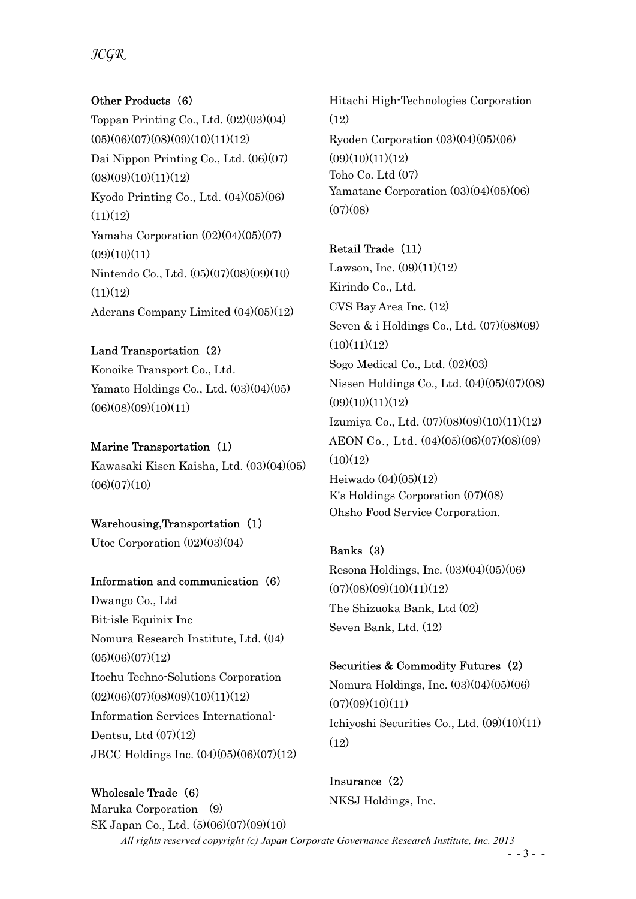**Other Products（6）**

Toppan Printing Co., Ltd. (02)(03)(04)(05)(06)(07)(08)(09)(10)(11)(12)

Dai Nippon Printing Co., Ltd. (06)(07)(08)(09)(10)(11)(12)

Kyodo Printing Co., Ltd. (04)(05)(06)(11)(12)

Yamaha Corporation (02)(04)(05)(07)(09)(10)(11)

Nintendo Co., Ltd. (05)(07)(08)(09)(10)(11)(12)

Aderans Company Limited (04)(05)(12)

**Land Transportation（2）**

Konoike Transport Co., Ltd.

Yamato Holdings Co., Ltd. (03)(04)(05)(06)(08)(09)(10)(11)

**Marine Transportation（1）**

Kawasaki Kisen Kaisha, Ltd. (03)(04)(05)(06)(07)(10)

**Warehousing,Transportation（1）**

Utoc Corporation (02)(03)(04)

**Information and communication（6）**

Dwango Co., Ltd

Bit-isle Equinix Inc

Nomura Research Institute, Ltd. (04)(05)(06)(07)(12)

Itochu Techno-Solutions Corporation (02)(06)(07)(08)(09)(10)(11)(12)

Information Services International-Dentsu, Ltd (07)(12)

JBCC Holdings Inc. (04)(05)(06)(07)(12)

**Wholesale Trade（6）**

Maruka Corporation (9)

SK Japan Co., Ltd. (5)(06)(07)(09)(10)

Hitachi High-Technologies Corporation (12)

Ryoden Corporation (03)(04)(05)(06)(09)(10)(11)(12)

Toho Co. Ltd (07)

Yamatane Corporation (03)(04)(05)(06)(07)(08)

**Retail Trade（11）**

Lawson, Inc. (09)(11)(12)

Kirindo Co., Ltd.

CVS Bay Area Inc. (12)

Seven & i Holdings Co., Ltd. (07)(08)(09)(10)(11)(12)

Sogo Medical Co., Ltd. (02)(03)

Nissen Holdings Co., Ltd. (04)(05)(07)(08)(09)(10)(11)(12)

Izumiya Co., Ltd. (07)(08)(09)(10)(11)(12)

AEON Co., Ltd. (04)(05)(06)(07)(08)(09)(10)(12)

Heiwado (04)(05)(12)

K's Holdings Corporation (07)(08)

Ohsho Food Service Corporation.

**Banks（3）**

Resona Holdings, Inc. (03)(04)(05)(06)(07)(08)(09)(10)(11)(12)

The Shizuoka Bank, Ltd (02)

Seven Bank, Ltd. (12)

**Securities & Commodity Futures（2）**

Nomura Holdings, Inc. (03)(04)(05)(06)(07)(09)(10)(11)

Ichiyoshi Securities Co., Ltd. (09)(10)(11)(12)

**Insurance（2）**

NKSJ Holdings, Inc.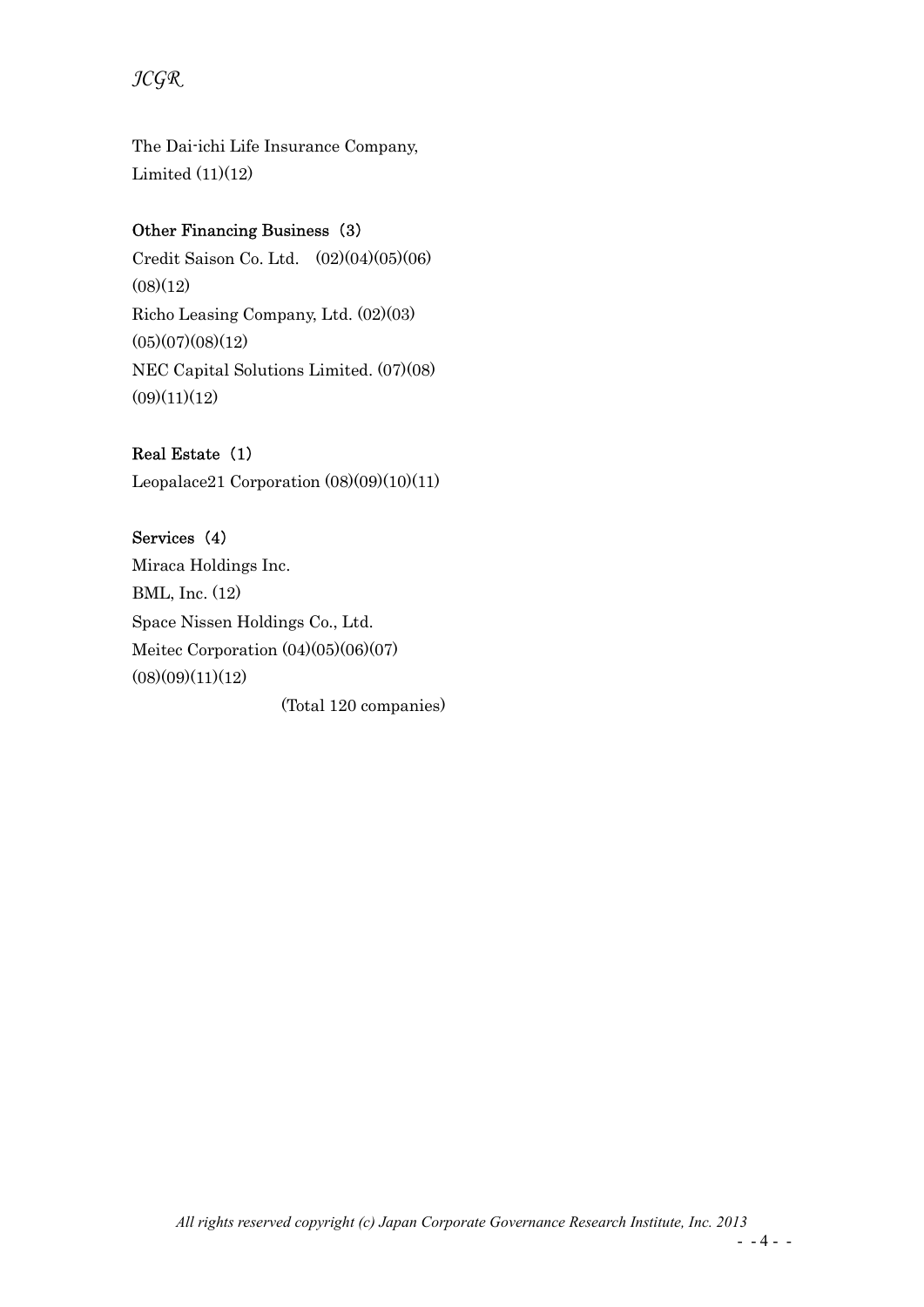The Dai-ichi Life Insurance Company, Limited (11)(12)

**Other Financing Business（3）**

Credit Saison Co. Ltd.　(02)(04)(05)(06)(08)(12)
Richo Leasing Company, Ltd. (02)(03)(05)(07)(08)(12)
NEC Capital Solutions Limited. (07)(08)(09)(11)(12)

**Real Estate（1）**

Leopalace21 Corporation (08)(09)(10)(11)

**Services（4）**

Miraca Holdings Inc.
BML, Inc. (12)
Space Nissen Holdings Co., Ltd.
Meitec Corporation (04)(05)(06)(07)(08)(09)(11)(12)

(Total 120 companies)